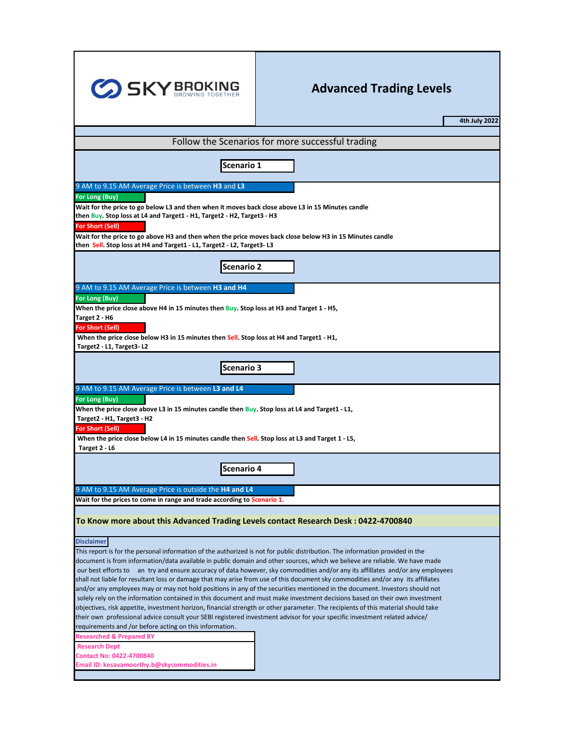SKY BROKING
GROWING TOGETHER

# Advanced Trading Levels

4th July 2022

## Follow the Scenarios for more successful trading

### Scenario 1

9 AM to 9.15 AM Average Price is between **H3** and **L3**

**For Long (Buy)**

**Wait for the price to go below L3 and then when it moves back close above L3 in 15 Minutes candle then Buy. Stop loss at L4 and Target1 - H1, Target2 - H2, Target3 - H3**

**For Short (Sell)**

**Wait for the price to go above H3 and then when the price moves back close below H3 in 15 Minutes candle then Sell. Stop loss at H4 and Target1 - L1, Target2 - L2, Target3- L3**

### Scenario 2

9 AM to 9.15 AM Average Price is between **H3 and H4**

**For Long (Buy)**

**When the price close above H4 in 15 minutes then Buy. Stop loss at H3 and Target 1 - H5, Target 2 - H6**

**For Short (Sell)**

**When the price close below H3 in 15 minutes then Sell. Stop loss at H4 and Target1 - H1, Target2 - L1, Target3- L2**

### Scenario 3

9 AM to 9.15 AM Average Price is between **L3 and L4**

**For Long (Buy)**

**When the price close above L3 in 15 minutes candle then Buy. Stop loss at L4 and Target1 - L1, Target2 - H1, Target3 - H2**

**For Short (Sell)**

**When the price close below L4 in 15 minutes candle then Sell. Stop loss at L3 and Target 1 - L5, Target 2 - L6**

### Scenario 4

9 AM to 9.15 AM Average Price is outside the **H4 and L4**

**Wait for the prices to come in range and trade according to Scenario 1.**

**To Know more about this Advanced Trading Levels contact Research Desk : 0422-4700840**

**Disclaimer**

This report is for the personal information of the authorized is not for public distribution. The information provided in the document is from information/data available in public domain and other sources, which we believe are reliable. We have made our best efforts to an try and ensure accuracy of data however, sky commodities and/or any its affilates and/or any employees shall not liable for resultant loss or damage that may arise from use of this document sky commodities and/or any its affiliates and/or any employees may or may not hold positions in any of the securities mentioned in the document. Investors should not solely rely on the information contained in this document and must make investment decisions based on their own investment objectives, risk appetite, investment horizon, financial strength or other parameter. The recipients of this material should take their own professional advice consult your SEBI registered investment advisor for your specific investment related advice/ requirements and /or before acting on this information.

**Researched & Prepared BY**
**Research Dept**
**Contact No: 0422-4700840**
**Email ID: kesavamoorthy.b@skycommodities.in**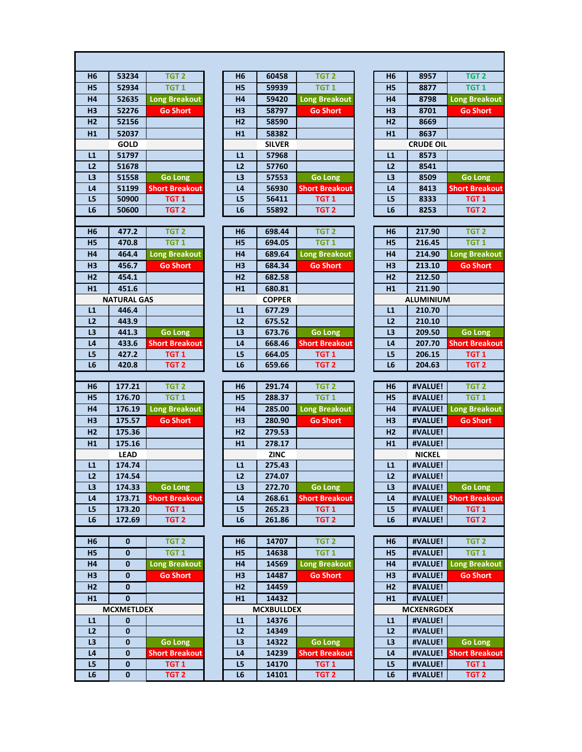| | | |
|---|---|---|
| H6 | 53234 | TGT 2 |
| H5 | 52934 | TGT 1 |
| H4 | 52635 | Long Breakout |
| H3 | 52276 | Go Short |
| H2 | 52156 | |
| H1 | 52037 | |
| | GOLD | |
| L1 | 51797 | |
| L2 | 51678 | |
| L3 | 51558 | Go Long |
| L4 | 51199 | Short Breakout |
| L5 | 50900 | TGT 1 |
| L6 | 50600 | TGT 2 |

| | | |
|---|---|---|
| H6 | 60458 | TGT 2 |
| H5 | 59939 | TGT 1 |
| H4 | 59420 | Long Breakout |
| H3 | 58797 | Go Short |
| H2 | 58590 | |
| H1 | 58382 | |
| | SILVER | |
| L1 | 57968 | |
| L2 | 57760 | |
| L3 | 57553 | Go Long |
| L4 | 56930 | Short Breakout |
| L5 | 56411 | TGT 1 |
| L6 | 55892 | TGT 2 |

| | | |
|---|---|---|
| H6 | 8957 | TGT 2 |
| H5 | 8877 | TGT 1 |
| H4 | 8798 | Long Breakout |
| H3 | 8701 | Go Short |
| H2 | 8669 | |
| H1 | 8637 | |
| | CRUDE OIL | |
| L1 | 8573 | |
| L2 | 8541 | |
| L3 | 8509 | Go Long |
| L4 | 8413 | Short Breakout |
| L5 | 8333 | TGT 1 |
| L6 | 8253 | TGT 2 |

| | | |
|---|---|---|
| H6 | 477.2 | TGT 2 |
| H5 | 470.8 | TGT 1 |
| H4 | 464.4 | Long Breakout |
| H3 | 456.7 | Go Short |
| H2 | 454.1 | |
| H1 | 451.6 | |
| | NATURAL GAS | |
| L1 | 446.4 | |
| L2 | 443.9 | |
| L3 | 441.3 | Go Long |
| L4 | 433.6 | Short Breakout |
| L5 | 427.2 | TGT 1 |
| L6 | 420.8 | TGT 2 |

| | | |
|---|---|---|
| H6 | 698.44 | TGT 2 |
| H5 | 694.05 | TGT 1 |
| H4 | 689.64 | Long Breakout |
| H3 | 684.34 | Go Short |
| H2 | 682.58 | |
| H1 | 680.81 | |
| | COPPER | |
| L1 | 677.29 | |
| L2 | 675.52 | |
| L3 | 673.76 | Go Long |
| L4 | 668.46 | Short Breakout |
| L5 | 664.05 | TGT 1 |
| L6 | 659.66 | TGT 2 |

| | | |
|---|---|---|
| H6 | 217.90 | TGT 2 |
| H5 | 216.45 | TGT 1 |
| H4 | 214.90 | Long Breakout |
| H3 | 213.10 | Go Short |
| H2 | 212.50 | |
| H1 | 211.90 | |
| | ALUMINIUM | |
| L1 | 210.70 | |
| L2 | 210.10 | |
| L3 | 209.50 | Go Long |
| L4 | 207.70 | Short Breakout |
| L5 | 206.15 | TGT 1 |
| L6 | 204.63 | TGT 2 |

| | | |
|---|---|---|
| H6 | 177.21 | TGT 2 |
| H5 | 176.70 | TGT 1 |
| H4 | 176.19 | Long Breakout |
| H3 | 175.57 | Go Short |
| H2 | 175.36 | |
| H1 | 175.16 | |
| | LEAD | |
| L1 | 174.74 | |
| L2 | 174.54 | |
| L3 | 174.33 | Go Long |
| L4 | 173.71 | Short Breakout |
| L5 | 173.20 | TGT 1 |
| L6 | 172.69 | TGT 2 |

| | | |
|---|---|---|
| H6 | 291.74 | TGT 2 |
| H5 | 288.37 | TGT 1 |
| H4 | 285.00 | Long Breakout |
| H3 | 280.90 | Go Short |
| H2 | 279.53 | |
| H1 | 278.17 | |
| | ZINC | |
| L1 | 275.43 | |
| L2 | 274.07 | |
| L3 | 272.70 | Go Long |
| L4 | 268.61 | Short Breakout |
| L5 | 265.23 | TGT 1 |
| L6 | 261.86 | TGT 2 |

| | | |
|---|---|---|
| H6 | #VALUE! | TGT 2 |
| H5 | #VALUE! | TGT 1 |
| H4 | #VALUE! | Long Breakout |
| H3 | #VALUE! | Go Short |
| H2 | #VALUE! | |
| H1 | #VALUE! | |
| | NICKEL | |
| L1 | #VALUE! | |
| L2 | #VALUE! | |
| L3 | #VALUE! | Go Long |
| L4 | #VALUE! | Short Breakout |
| L5 | #VALUE! | TGT 1 |
| L6 | #VALUE! | TGT 2 |

| | | |
|---|---|---|
| H6 | 0 | TGT 2 |
| H5 | 0 | TGT 1 |
| H4 | 0 | Long Breakout |
| H3 | 0 | Go Short |
| H2 | 0 | |
| H1 | 0 | |
| | MCXMETLDEX | |
| L1 | 0 | |
| L2 | 0 | |
| L3 | 0 | Go Long |
| L4 | 0 | Short Breakout |
| L5 | 0 | TGT 1 |
| L6 | 0 | TGT 2 |

| | | |
|---|---|---|
| H6 | 14707 | TGT 2 |
| H5 | 14638 | TGT 1 |
| H4 | 14569 | Long Breakout |
| H3 | 14487 | Go Short |
| H2 | 14459 | |
| H1 | 14432 | |
| | MCXBULLDEX | |
| L1 | 14376 | |
| L2 | 14349 | |
| L3 | 14322 | Go Long |
| L4 | 14239 | Short Breakout |
| L5 | 14170 | TGT 1 |
| L6 | 14101 | TGT 2 |

| | | |
|---|---|---|
| H6 | #VALUE! | TGT 2 |
| H5 | #VALUE! | TGT 1 |
| H4 | #VALUE! | Long Breakout |
| H3 | #VALUE! | Go Short |
| H2 | #VALUE! | |
| H1 | #VALUE! | |
| | MCXENRGDEX | |
| L1 | #VALUE! | |
| L2 | #VALUE! | |
| L3 | #VALUE! | Go Long |
| L4 | #VALUE! | Short Breakout |
| L5 | #VALUE! | TGT 1 |
| L6 | #VALUE! | TGT 2 |